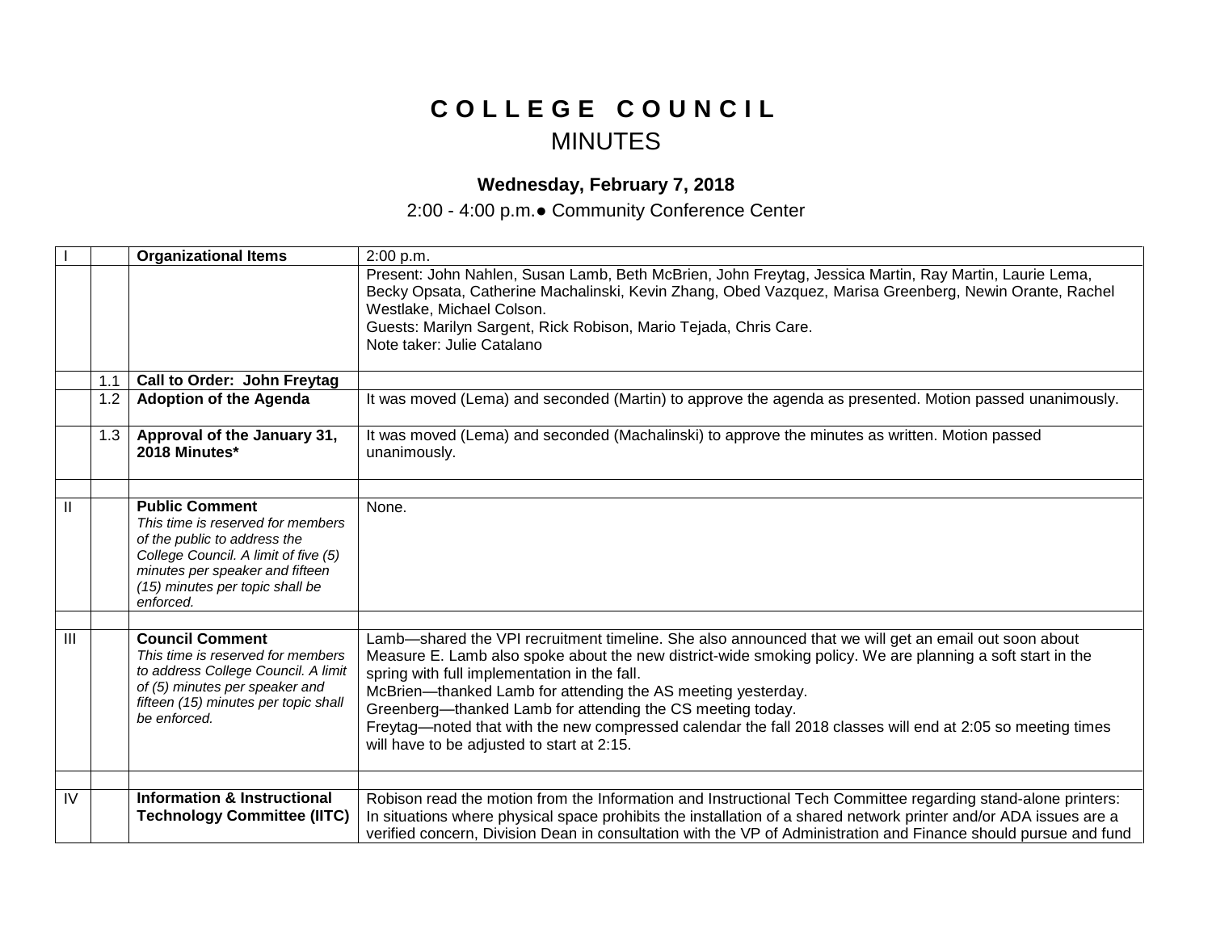# COLLEGE COUNCIL

## MINUTES

### Wednesday, February 7, 2018

2:00 - 4:00 p.m.● Community Conference Center

| | | | |
|---|---|---|---|
| I | | **Organizational Items** | 2:00 p.m. |
| | | | Present: John Nahlen, Susan Lamb, Beth McBrien, John Freytag, Jessica Martin, Ray Martin, Laurie Lema, Becky Opsata, Catherine Machalinski, Kevin Zhang, Obed Vazquez, Marisa Greenberg, Newin Orante, Rachel Westlake, Michael Colson.<br>Guests: Marilyn Sargent, Rick Robison, Mario Tejada, Chris Care.<br>Note taker: Julie Catalano |
| | 1.1 | **Call to Order: John Freytag** | |
| | 1.2 | **Adoption of the Agenda** | It was moved (Lema) and seconded (Martin) to approve the agenda as presented. Motion passed unanimously. |
| | 1.3 | **Approval of the January 31, 2018 Minutes*** | It was moved (Lema) and seconded (Machalinski) to approve the minutes as written. Motion passed unanimously. |
| | | | |
| II | | **Public Comment**<br>*This time is reserved for members of the public to address the College Council. A limit of five (5) minutes per speaker and fifteen (15) minutes per topic shall be enforced.* | None. |
| | | | |
| III | | **Council Comment**<br>*This time is reserved for members to address College Council. A limit of (5) minutes per speaker and fifteen (15) minutes per topic shall be enforced.* | Lamb—shared the VPI recruitment timeline. She also announced that we will get an email out soon about Measure E. Lamb also spoke about the new district-wide smoking policy. We are planning a soft start in the spring with full implementation in the fall.<br>McBrien—thanked Lamb for attending the AS meeting yesterday.<br>Greenberg—thanked Lamb for attending the CS meeting today.<br>Freytag—noted that with the new compressed calendar the fall 2018 classes will end at 2:05 so meeting times will have to be adjusted to start at 2:15. |
| | | | |
| IV | | **Information & Instructional Technology Committee (IITC)** | Robison read the motion from the Information and Instructional Tech Committee regarding stand-alone printers: In situations where physical space prohibits the installation of a shared network printer and/or ADA issues are a verified concern, Division Dean in consultation with the VP of Administration and Finance should pursue and fund |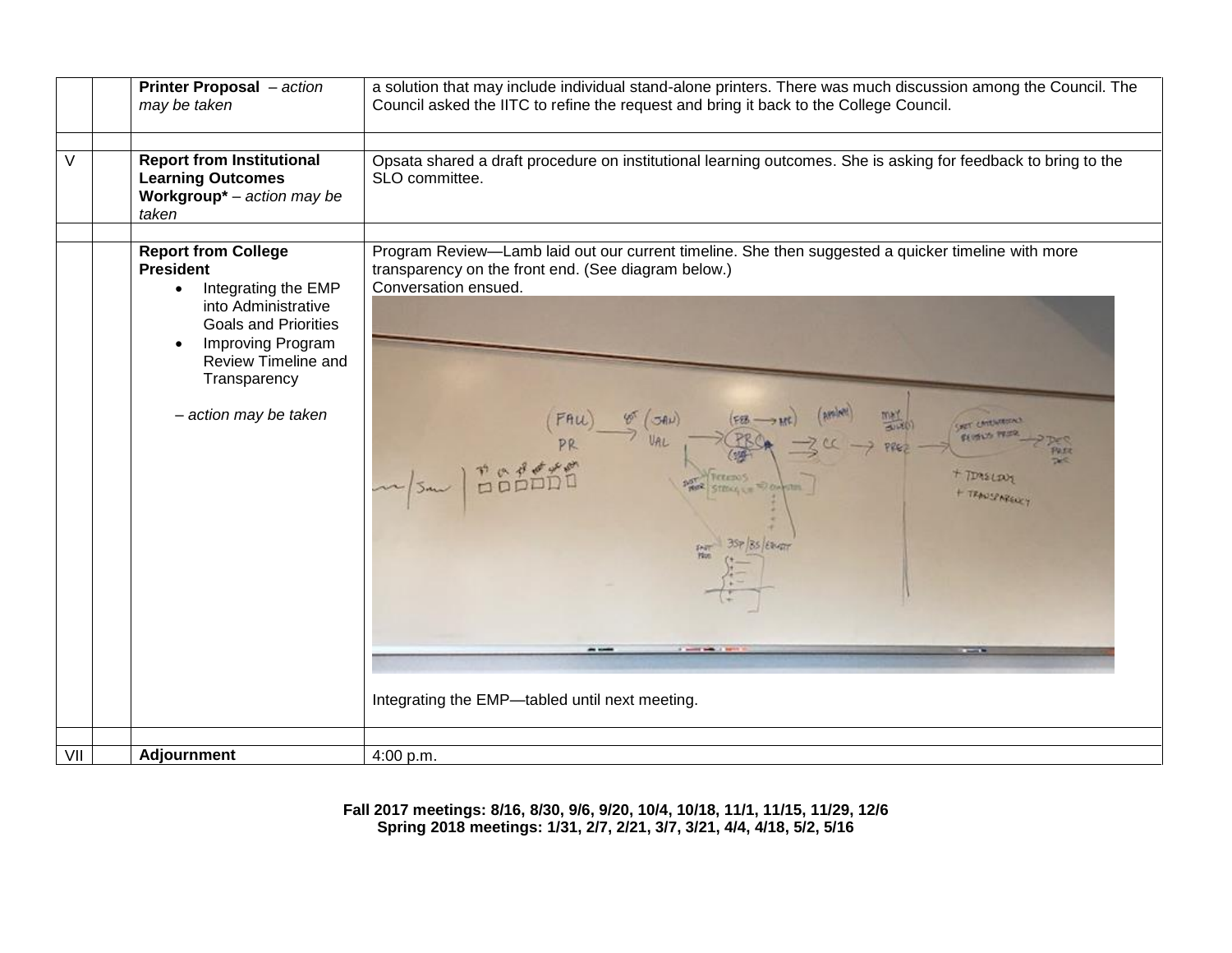| | | | |
|---|---|---|---|
| | | **Printer Proposal** – *action may be taken* | a solution that may include individual stand-alone printers. There was much discussion among the Council. The Council asked the IITC to refine the request and bring it back to the College Council. |
| | | | |
| V | | **Report from Institutional Learning Outcomes Workgroup\*** – *action may be taken* | Opsata shared a draft procedure on institutional learning outcomes. She is asking for feedback to bring to the SLO committee. |
| | | | |
| | | **Report from College President** <br>• Integrating the EMP into Administrative Goals and Priorities <br>• Improving Program Review Timeline and Transparency <br><br>*– action may be taken* | Program Review—Lamb laid out our current timeline. She then suggested a quicker timeline with more transparency on the front end. (See diagram below.) <br>Conversation ensued. <br><br>Integrating the EMP—tabled until next meeting. |
| | | | |
| VII | | **Adjournment** | 4:00 p.m. |

**Fall 2017 meetings: 8/16, 8/30, 9/6, 9/20, 10/4, 10/18, 11/1, 11/15, 11/29, 12/6**
**Spring 2018 meetings: 1/31, 2/7, 2/21, 3/7, 3/21, 4/4, 4/18, 5/2, 5/16**